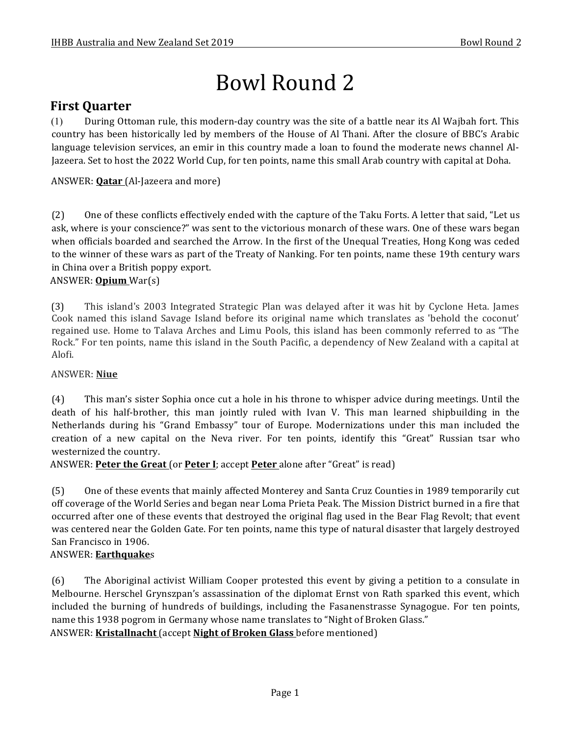# Bowl Round 2

## First Quarter

(1) During Ottoman rule, this modern-day country was the site of a battle near its Al Wajbah fort. This country has been historically led by members of the House of Al Thani. After the closure of BBC's Arabic language television services, an emir in this country made a loan to found the moderate news channel Al-Jazeera. Set to host the 2022 World Cup, for ten points, name this small Arab country with capital at Doha.

ANSWER: **Qatar** (Al-Jazeera and more)

(2) One of these conflicts effectively ended with the capture of the Taku Forts. A letter that said, "Let us ask, where is your conscience?" was sent to the victorious monarch of these wars. One of these wars began when officials boarded and searched the Arrow. In the first of the Unequal Treaties, Hong Kong was ceded to the winner of these wars as part of the Treaty of Nanking. For ten points, name these 19th century wars in China over a British poppy export.

ANSWER: **Opium** War(s)

(3) This island's 2003 Integrated Strategic Plan was delayed after it was hit by Cyclone Heta. James Cook named this island Savage Island before its original name which translates as 'behold the coconut' regained use. Home to Talava Arches and Limu Pools, this island has been commonly referred to as "The Rock." For ten points, name this island in the South Pacific, a dependency of New Zealand with a capital at Alofi.

ANSWER: **Niue**

(4) This man's sister Sophia once cut a hole in his throne to whisper advice during meetings. Until the death of his half-brother, this man jointly ruled with Ivan V. This man learned shipbuilding in the Netherlands during his "Grand Embassy" tour of Europe. Modernizations under this man included the creation of a new capital on the Neva river. For ten points, identify this "Great" Russian tsar who westernized the country.

ANSWER: **Peter the Great** (or **Peter I**; accept **Peter** alone after "Great" is read)

(5) One of these events that mainly affected Monterey and Santa Cruz Counties in 1989 temporarily cut off coverage of the World Series and began near Loma Prieta Peak. The Mission District burned in a fire that occurred after one of these events that destroyed the original flag used in the Bear Flag Revolt; that event was centered near the Golden Gate. For ten points, name this type of natural disaster that largely destroyed San Francisco in 1906.

ANSWER: **Earthquake**s

(6) The Aboriginal activist William Cooper protested this event by giving a petition to a consulate in Melbourne. Herschel Grynszpan's assassination of the diplomat Ernst von Rath sparked this event, which included the burning of hundreds of buildings, including the Fasanenstrasse Synagogue. For ten points, name this 1938 pogrom in Germany whose name translates to "Night of Broken Glass."

ANSWER: **Kristallnacht** (accept **Night of Broken Glass** before mentioned)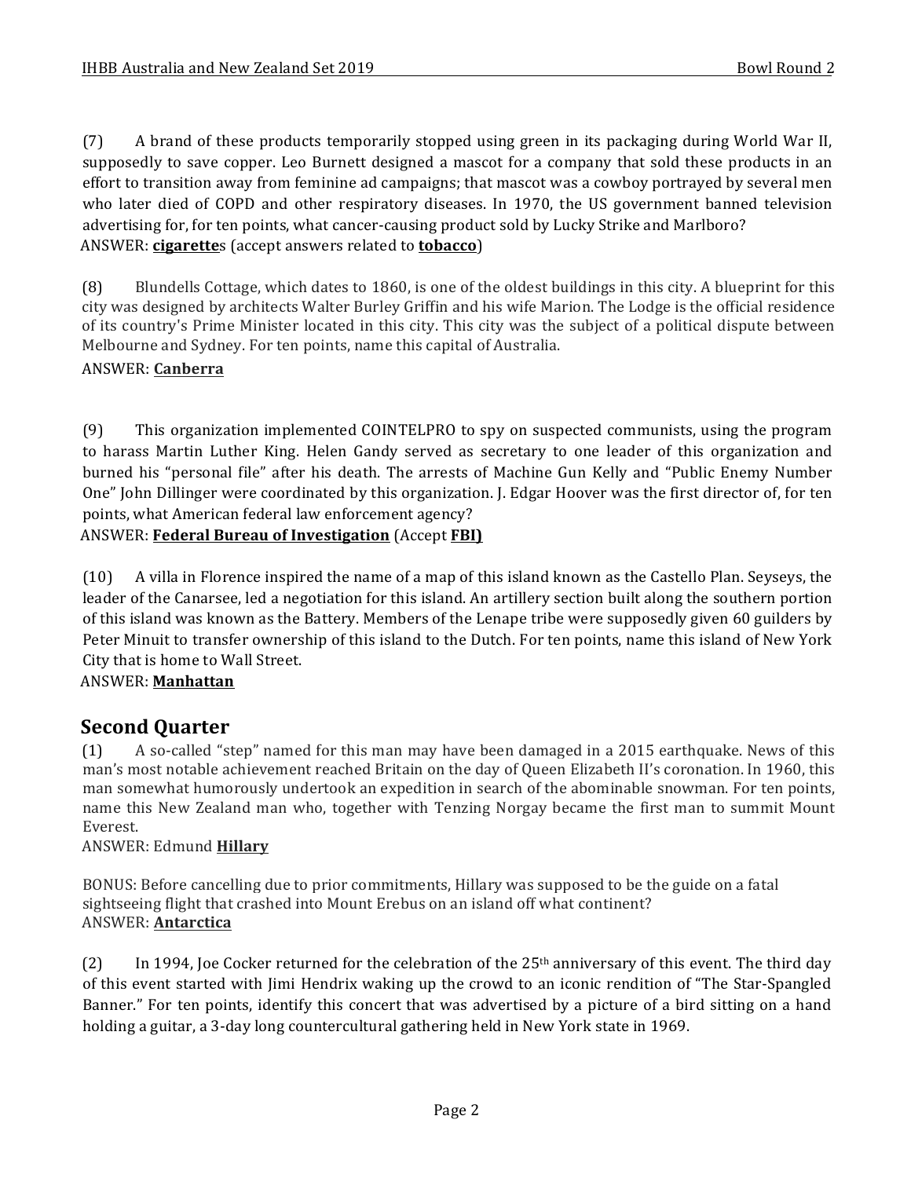(7) A brand of these products temporarily stopped using green in its packaging during World War II, supposedly to save copper. Leo Burnett designed a mascot for a company that sold these products in an effort to transition away from feminine ad campaigns; that mascot was a cowboy portrayed by several men who later died of COPD and other respiratory diseases. In 1970, the US government banned television advertising for, for ten points, what cancer-causing product sold by Lucky Strike and Marlboro?
ANSWER: **cigarette**s (accept answers related to **tobacco**)

(8) Blundells Cottage, which dates to 1860, is one of the oldest buildings in this city. A blueprint for this city was designed by architects Walter Burley Griffin and his wife Marion. The Lodge is the official residence of its country's Prime Minister located in this city. This city was the subject of a political dispute between Melbourne and Sydney. For ten points, name this capital of Australia.
ANSWER: **Canberra**

(9) This organization implemented COINTELPRO to spy on suspected communists, using the program to harass Martin Luther King. Helen Gandy served as secretary to one leader of this organization and burned his "personal file" after his death. The arrests of Machine Gun Kelly and "Public Enemy Number One" John Dillinger were coordinated by this organization. J. Edgar Hoover was the first director of, for ten points, what American federal law enforcement agency?
ANSWER: **Federal Bureau of Investigation** (Accept **FBI)**

(10) A villa in Florence inspired the name of a map of this island known as the Castello Plan. Seyseys, the leader of the Canarsee, led a negotiation for this island. An artillery section built along the southern portion of this island was known as the Battery. Members of the Lenape tribe were supposedly given 60 guilders by Peter Minuit to transfer ownership of this island to the Dutch. For ten points, name this island of New York City that is home to Wall Street.
ANSWER: **Manhattan**

## Second Quarter

(1) A so-called "step" named for this man may have been damaged in a 2015 earthquake. News of this man's most notable achievement reached Britain on the day of Queen Elizabeth II's coronation. In 1960, this man somewhat humorously undertook an expedition in search of the abominable snowman. For ten points, name this New Zealand man who, together with Tenzing Norgay became the first man to summit Mount Everest.
ANSWER: Edmund **Hillary**

BONUS: Before cancelling due to prior commitments, Hillary was supposed to be the guide on a fatal sightseeing flight that crashed into Mount Erebus on an island off what continent?
ANSWER: **Antarctica**

(2) In 1994, Joe Cocker returned for the celebration of the 25th anniversary of this event. The third day of this event started with Jimi Hendrix waking up the crowd to an iconic rendition of "The Star-Spangled Banner." For ten points, identify this concert that was advertised by a picture of a bird sitting on a hand holding a guitar, a 3-day long countercultural gathering held in New York state in 1969.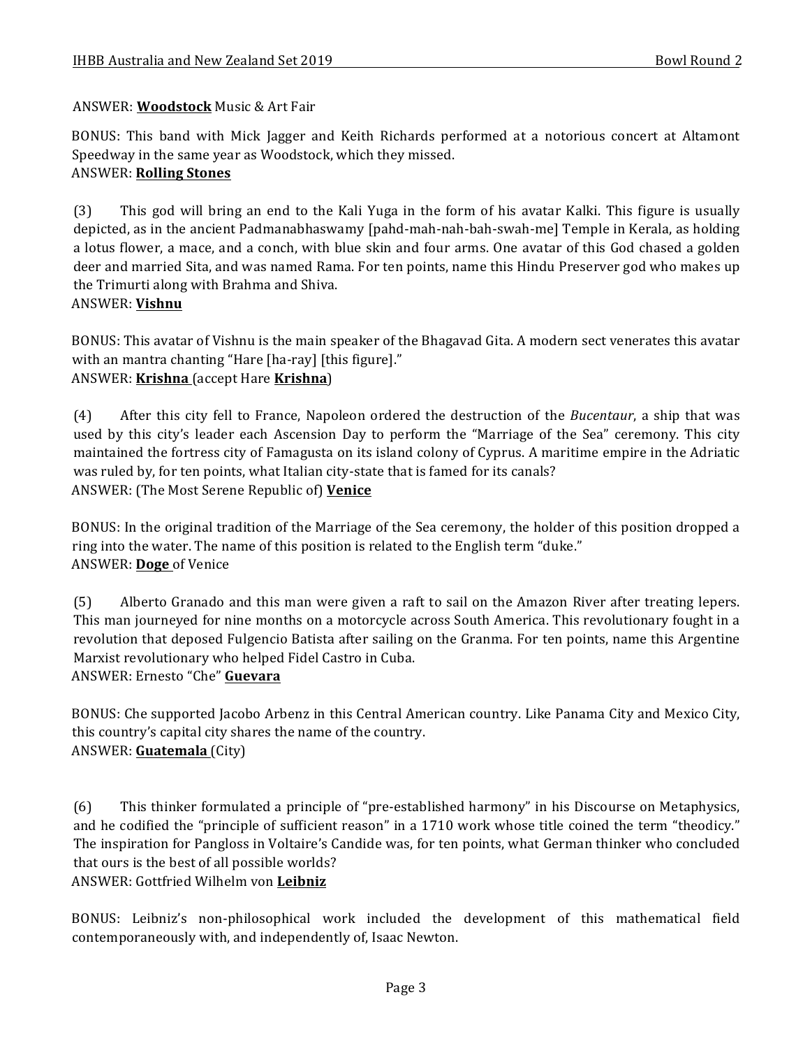ANSWER: **Woodstock** Music & Art Fair

BONUS: This band with Mick Jagger and Keith Richards performed at a notorious concert at Altamont Speedway in the same year as Woodstock, which they missed.
ANSWER: **Rolling Stones**

(3) This god will bring an end to the Kali Yuga in the form of his avatar Kalki. This figure is usually depicted, as in the ancient Padmanabhaswamy [pahd-mah-nah-bah-swah-me] Temple in Kerala, as holding a lotus flower, a mace, and a conch, with blue skin and four arms. One avatar of this God chased a golden deer and married Sita, and was named Rama. For ten points, name this Hindu Preserver god who makes up the Trimurti along with Brahma and Shiva.
ANSWER: **Vishnu**

BONUS: This avatar of Vishnu is the main speaker of the Bhagavad Gita. A modern sect venerates this avatar with an mantra chanting "Hare [ha-ray] [this figure]."
ANSWER: **Krishna** (accept Hare **Krishna**)

(4) After this city fell to France, Napoleon ordered the destruction of the *Bucentaur*, a ship that was used by this city's leader each Ascension Day to perform the "Marriage of the Sea" ceremony. This city maintained the fortress city of Famagusta on its island colony of Cyprus. A maritime empire in the Adriatic was ruled by, for ten points, what Italian city-state that is famed for its canals?
ANSWER: (The Most Serene Republic of) **Venice**

BONUS: In the original tradition of the Marriage of the Sea ceremony, the holder of this position dropped a ring into the water. The name of this position is related to the English term "duke."
ANSWER: **Doge** of Venice

(5) Alberto Granado and this man were given a raft to sail on the Amazon River after treating lepers. This man journeyed for nine months on a motorcycle across South America. This revolutionary fought in a revolution that deposed Fulgencio Batista after sailing on the Granma. For ten points, name this Argentine Marxist revolutionary who helped Fidel Castro in Cuba.
ANSWER: Ernesto "Che" **Guevara**

BONUS: Che supported Jacobo Arbenz in this Central American country. Like Panama City and Mexico City, this country's capital city shares the name of the country.
ANSWER: **Guatemala** (City)

(6) This thinker formulated a principle of "pre-established harmony" in his Discourse on Metaphysics, and he codified the "principle of sufficient reason" in a 1710 work whose title coined the term "theodicy." The inspiration for Pangloss in Voltaire's Candide was, for ten points, what German thinker who concluded that ours is the best of all possible worlds?
ANSWER: Gottfried Wilhelm von **Leibniz**

BONUS: Leibniz's non-philosophical work included the development of this mathematical field contemporaneously with, and independently of, Isaac Newton.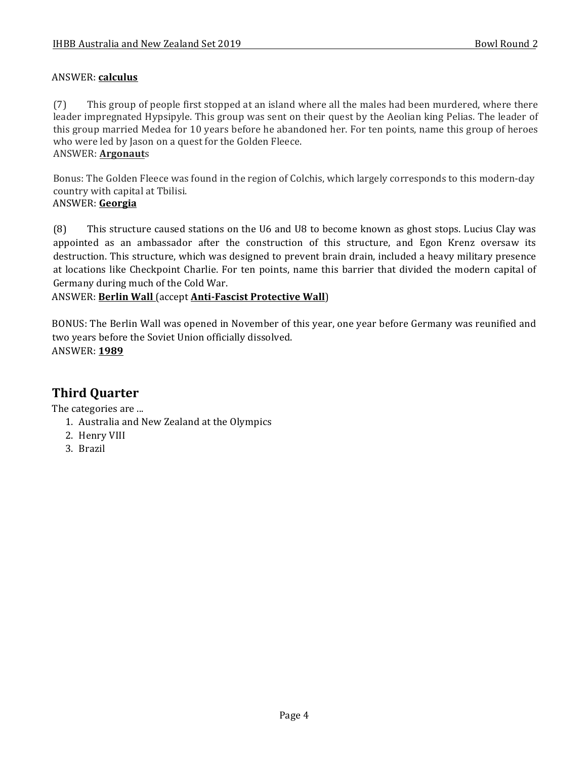ANSWER: **calculus**

(7) This group of people first stopped at an island where all the males had been murdered, where there leader impregnated Hypsipyle. This group was sent on their quest by the Aeolian king Pelias. The leader of this group married Medea for 10 years before he abandoned her. For ten points, name this group of heroes who were led by Jason on a quest for the Golden Fleece.
ANSWER: **Argonaut**s

Bonus: The Golden Fleece was found in the region of Colchis, which largely corresponds to this modern-day country with capital at Tbilisi.
ANSWER: **Georgia**

(8) This structure caused stations on the U6 and U8 to become known as ghost stops. Lucius Clay was appointed as an ambassador after the construction of this structure, and Egon Krenz oversaw its destruction. This structure, which was designed to prevent brain drain, included a heavy military presence at locations like Checkpoint Charlie. For ten points, name this barrier that divided the modern capital of Germany during much of the Cold War.
ANSWER: **Berlin Wall** (accept **Anti-Fascist Protective Wall**)

BONUS: The Berlin Wall was opened in November of this year, one year before Germany was reunified and two years before the Soviet Union officially dissolved.
ANSWER: **1989**

## Third Quarter

The categories are ...

1. Australia and New Zealand at the Olympics
2. Henry VIII
3. Brazil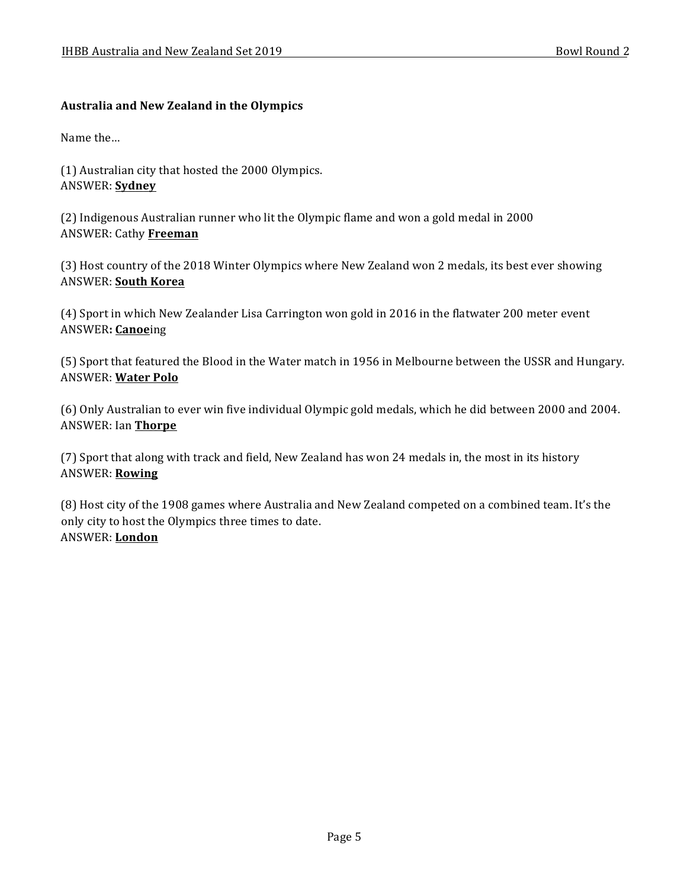**Australia and New Zealand in the Olympics**

Name the…

(1) Australian city that hosted the 2000 Olympics.
ANSWER: **Sydney**

(2) Indigenous Australian runner who lit the Olympic flame and won a gold medal in 2000
ANSWER: Cathy **Freeman**

(3) Host country of the 2018 Winter Olympics where New Zealand won 2 medals, its best ever showing
ANSWER: **South Korea**

(4) Sport in which New Zealander Lisa Carrington won gold in 2016 in the flatwater 200 meter event
ANSWER**: Canoe**ing

(5) Sport that featured the Blood in the Water match in 1956 in Melbourne between the USSR and Hungary.
ANSWER: **Water Polo**

(6) Only Australian to ever win five individual Olympic gold medals, which he did between 2000 and 2004.
ANSWER: Ian **Thorpe**

(7) Sport that along with track and field, New Zealand has won 24 medals in, the most in its history
ANSWER: **Rowing**

(8) Host city of the 1908 games where Australia and New Zealand competed on a combined team. It's the only city to host the Olympics three times to date.
ANSWER: **London**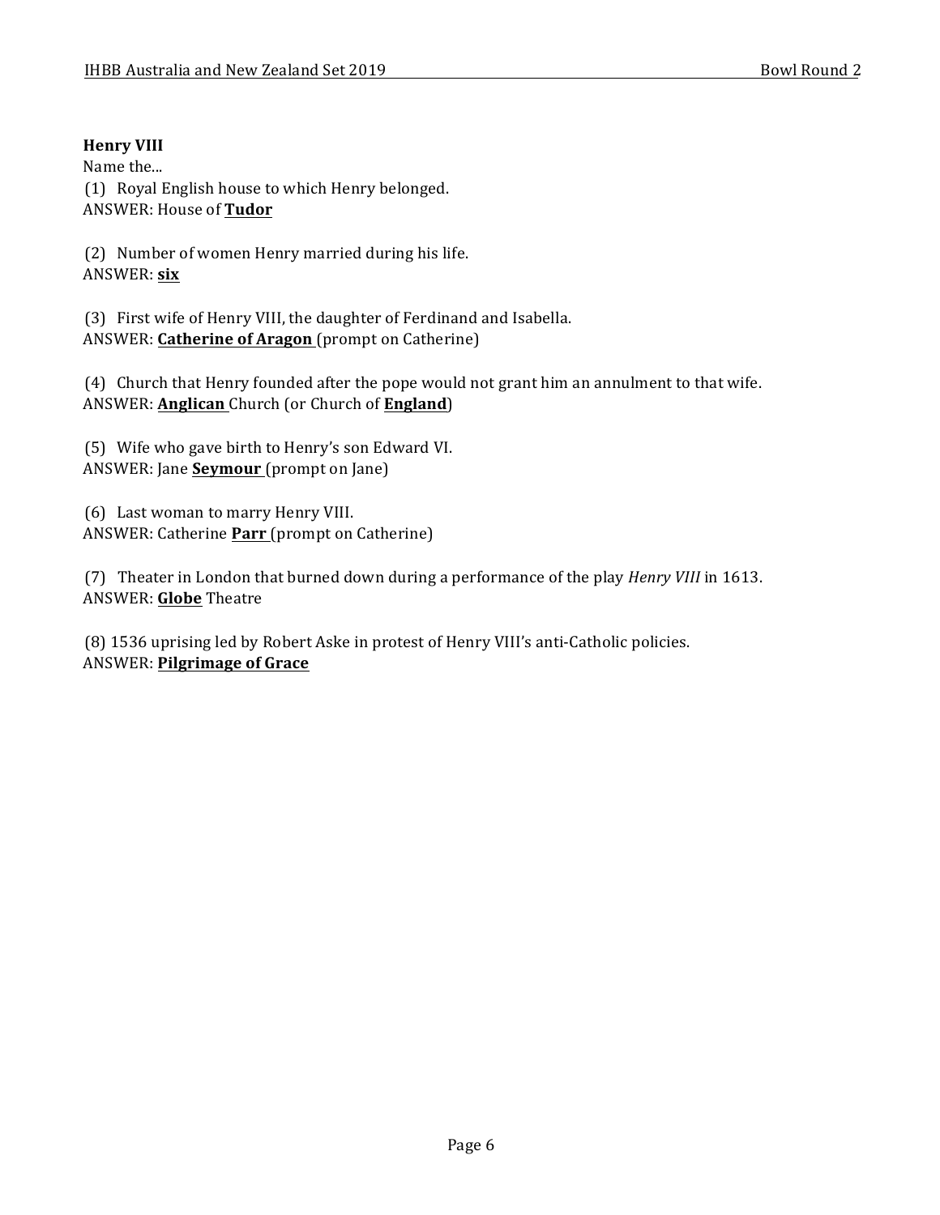**Henry VIII**

Name the...

(1) Royal English house to which Henry belonged.
ANSWER: House of **<u>Tudor</u>**

(2) Number of women Henry married during his life.
ANSWER: **<u>six</u>**

(3) First wife of Henry VIII, the daughter of Ferdinand and Isabella.
ANSWER: **<u>Catherine of Aragon</u>** (prompt on Catherine)

(4) Church that Henry founded after the pope would not grant him an annulment to that wife.
ANSWER: **<u>Anglican</u>** Church (or Church of **<u>England</u>**)

(5) Wife who gave birth to Henry's son Edward VI.
ANSWER: Jane **<u>Seymour</u>** (prompt on Jane)

(6) Last woman to marry Henry VIII.
ANSWER: Catherine **<u>Parr</u>** (prompt on Catherine)

(7) Theater in London that burned down during a performance of the play *Henry VIII* in 1613.
ANSWER: **<u>Globe</u>** Theatre

(8) 1536 uprising led by Robert Aske in protest of Henry VIII's anti-Catholic policies.
ANSWER: **<u>Pilgrimage of Grace</u>**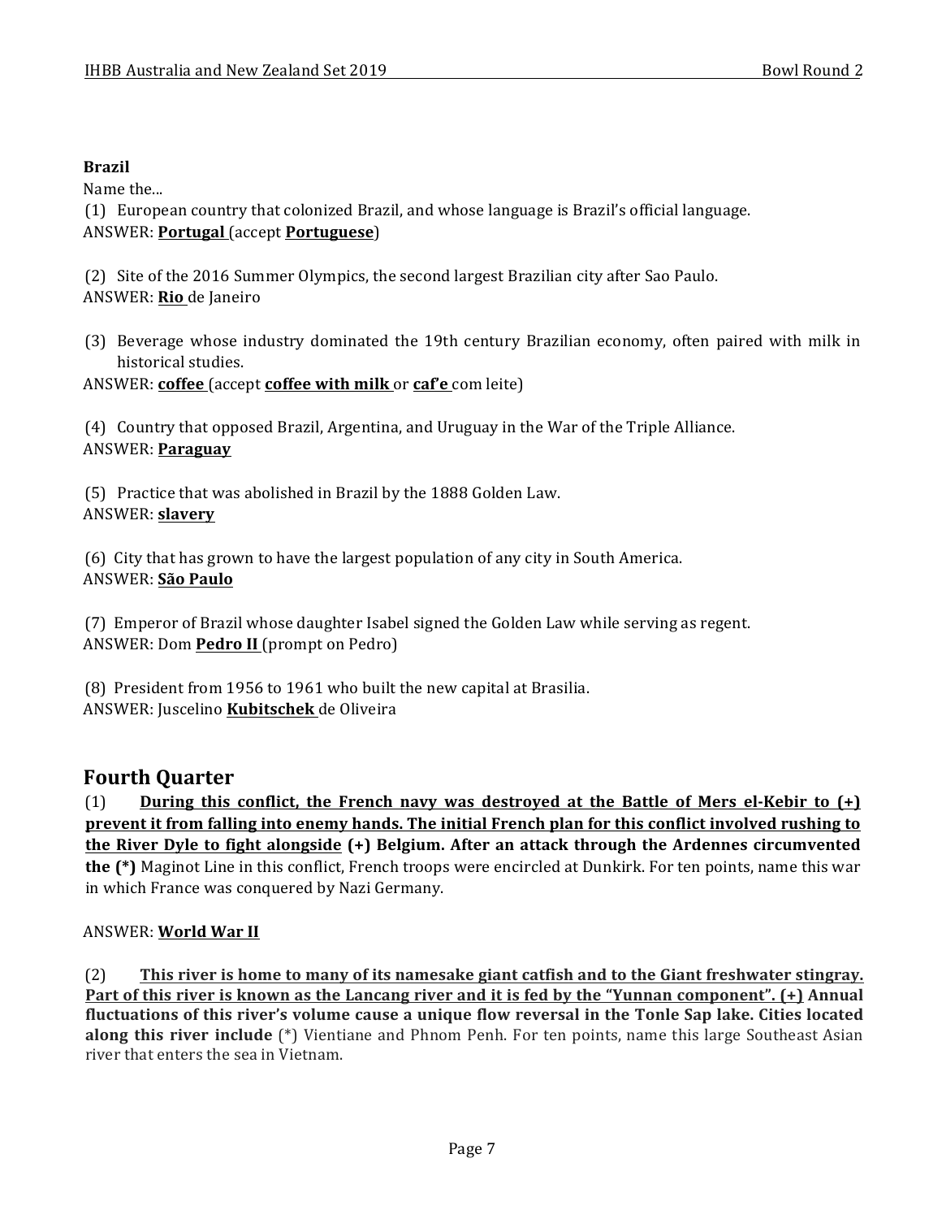**Brazil**

Name the...

(1) European country that colonized Brazil, and whose language is Brazil's official language.
ANSWER: **<u>Portugal</u>** (accept **<u>Portuguese</u>**)

(2) Site of the 2016 Summer Olympics, the second largest Brazilian city after Sao Paulo.
ANSWER: **<u>Rio</u>** de Janeiro

(3) Beverage whose industry dominated the 19th century Brazilian economy, often paired with milk in historical studies.
ANSWER: **<u>coffee</u>** (accept **<u>coffee with milk</u>** or **<u>caf'e</u>** com leite)

(4) Country that opposed Brazil, Argentina, and Uruguay in the War of the Triple Alliance.
ANSWER: **<u>Paraguay</u>**

(5) Practice that was abolished in Brazil by the 1888 Golden Law.
ANSWER: **<u>slavery</u>**

(6) City that has grown to have the largest population of any city in South America.
ANSWER: **<u>São Paulo</u>**

(7) Emperor of Brazil whose daughter Isabel signed the Golden Law while serving as regent.
ANSWER: Dom **<u>Pedro II</u>** (prompt on Pedro)

(8) President from 1956 to 1961 who built the new capital at Brasilia.
ANSWER: Juscelino **<u>Kubitschek</u>** de Oliveira

## Fourth Quarter

(1) **<u>During this conflict, the French navy was destroyed at the Battle of Mers el-Kebir to (+) prevent it from falling into enemy hands. The initial French plan for this conflict involved rushing to the River Dyle to fight alongside</u> (+) Belgium. After an attack through the Ardennes circumvented the (*)** Maginot Line in this conflict, French troops were encircled at Dunkirk. For ten points, name this war in which France was conquered by Nazi Germany.

ANSWER: **<u>World War II</u>**

(2) **<u>This river is home to many of its namesake giant catfish and to the Giant freshwater stingray. Part of this river is known as the Lancang river and it is fed by the "Yunnan component". (+)</u> Annual fluctuations of this river's volume cause a unique flow reversal in the Tonle Sap lake. Cities located along this river include** (*) Vientiane and Phnom Penh. For ten points, name this large Southeast Asian river that enters the sea in Vietnam.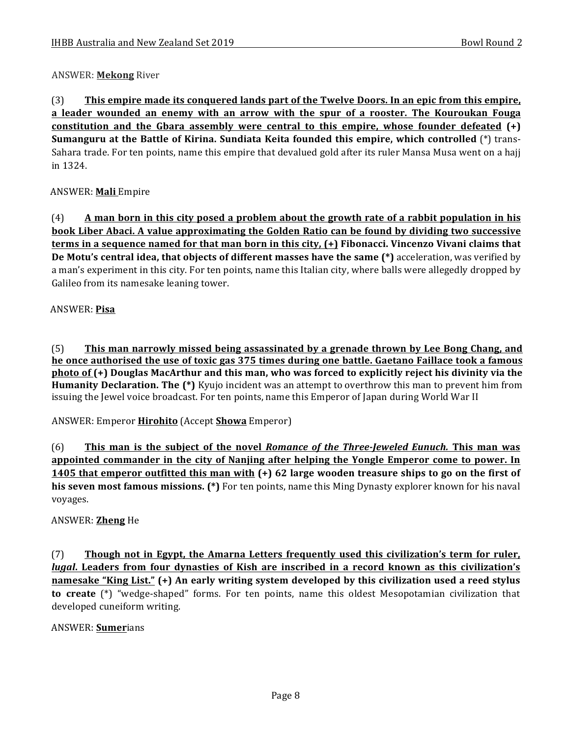ANSWER: **<u>Mekong</u>** River

(3) **<u>This empire made its conquered lands part of the Twelve Doors. In an epic from this empire, a leader wounded an enemy with an arrow with the spur of a rooster. The Kouroukan Fouga constitution and the Gbara assembly were central to this empire, whose founder defeated</u> (+) Sumanguru at the Battle of Kirina. Sundiata Keita founded this empire, which controlled** (*) trans-Sahara trade. For ten points, name this empire that devalued gold after its ruler Mansa Musa went on a hajj in 1324.

ANSWER: **<u>Mali</u>** Empire

(4) **<u>A man born in this city posed a problem about the growth rate of a rabbit population in his book Liber Abaci. A value approximating the Golden Ratio can be found by dividing two successive terms in a sequence named for that man born in this city,</u> (+) Fibonacci. Vincenzo Vivani claims that De Motu's central idea, that objects of different masses have the same (*)** acceleration, was verified by a man's experiment in this city. For ten points, name this Italian city, where balls were allegedly dropped by Galileo from its namesake leaning tower.

ANSWER: **<u>Pisa</u>**

(5) **<u>This man narrowly missed being assassinated by a grenade thrown by Lee Bong Chang, and he once authorised the use of toxic gas 375 times during one battle. Gaetano Faillace took a famous photo of</u> (+) Douglas MacArthur and this man, who was forced to explicitly reject his divinity via the Humanity Declaration. The (*)** Kyujo incident was an attempt to overthrow this man to prevent him from issuing the Jewel voice broadcast. For ten points, name this Emperor of Japan during World War II

ANSWER: Emperor **<u>Hirohito</u>** (Accept **<u>Showa</u>** Emperor)

(6) **<u>This man is the subject of the novel *Romance of the Three-Jeweled Eunuch.* This man was appointed commander in the city of Nanjing after helping the Yongle Emperor come to power. In 1405 that emperor outfitted this man with</u> (+) 62 large wooden treasure ships to go on the first of his seven most famous missions. (*)** For ten points, name this Ming Dynasty explorer known for his naval voyages.

ANSWER: **<u>Zheng</u>** He

(7) **<u>Though not in Egypt, the Amarna Letters frequently used this civilization's term for ruler, *lugal*. Leaders from four dynasties of Kish are inscribed in a record known as this civilization's namesake "King List."</u> (+) An early writing system developed by this civilization used a reed stylus to create** (*) "wedge-shaped" forms. For ten points, name this oldest Mesopotamian civilization that developed cuneiform writing.

ANSWER: **<u>Sumer</u>**ians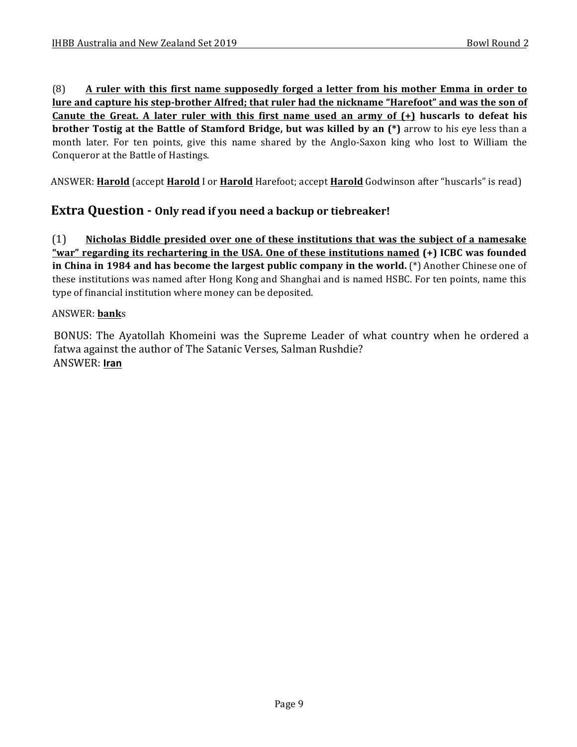(8) **<u>A ruler with this first name supposedly forged a letter from his mother Emma in order to lure and capture his step-brother Alfred; that ruler had the nickname "Harefoot" and was the son of Canute the Great. A later ruler with this first name used an army of (+)</u> huscarls to defeat his brother Tostig at the Battle of Stamford Bridge, but was killed by an (*)** arrow to his eye less than a month later. For ten points, give this name shared by the Anglo-Saxon king who lost to William the Conqueror at the Battle of Hastings.

ANSWER: **<u>Harold</u>** (accept **<u>Harold</u>** I or **<u>Harold</u>** Harefoot; accept **<u>Harold</u>** Godwinson after "huscarls" is read)

## Extra Question - Only read if you need a backup or tiebreaker!

(1) **<u>Nicholas Biddle presided over one of these institutions that was the subject of a namesake "war" regarding its rechartering in the USA. One of these institutions named</u> (+) ICBC was founded in China in 1984 and has become the largest public company in the world.** (*) Another Chinese one of these institutions was named after Hong Kong and Shanghai and is named HSBC. For ten points, name this type of financial institution where money can be deposited.

ANSWER: **<u>bank</u>**s

BONUS: The Ayatollah Khomeini was the Supreme Leader of what country when he ordered a fatwa against the author of The Satanic Verses, Salman Rushdie?
ANSWER: **<u>Iran</u>**